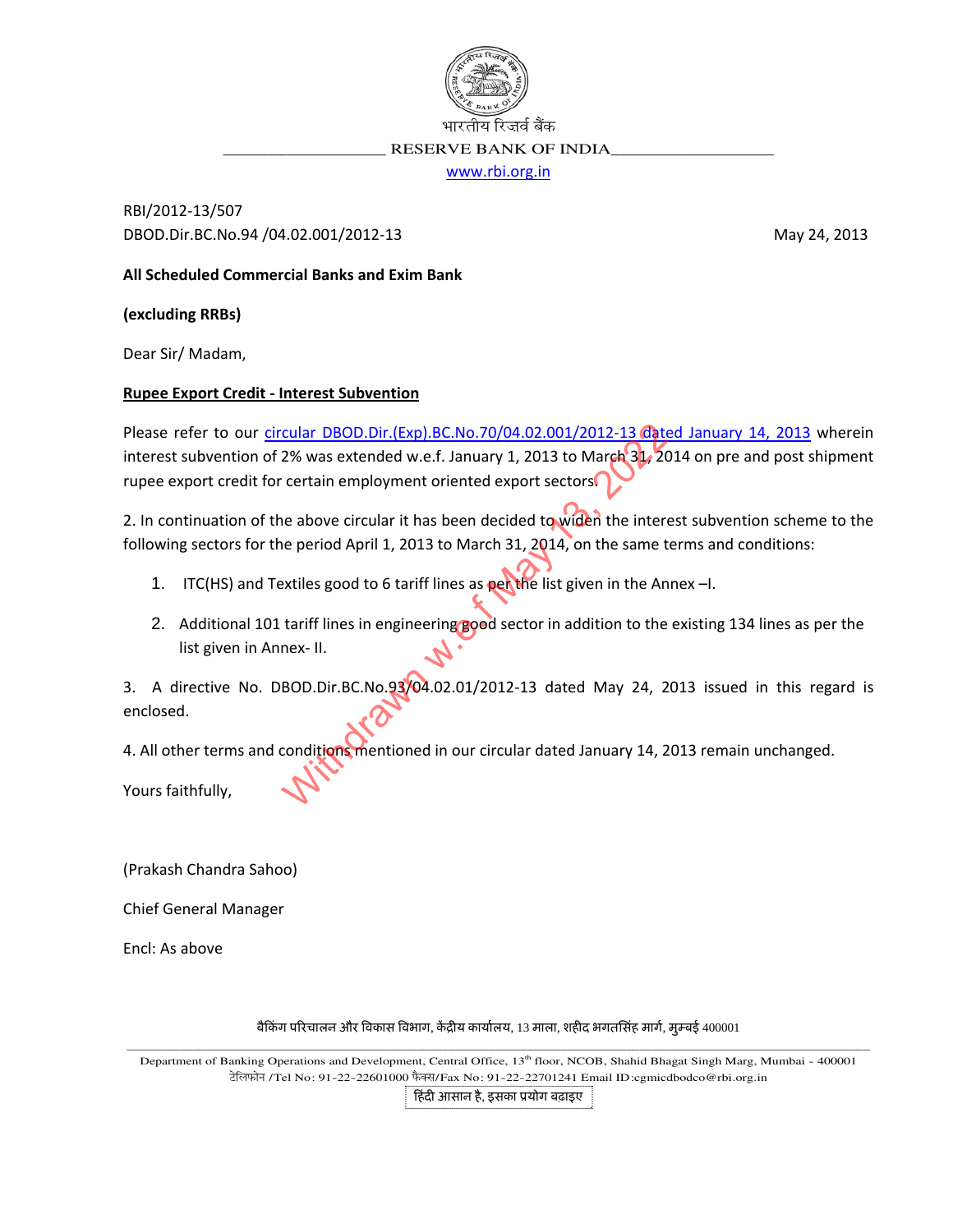भारतीय रिज़र्व बैंक

RESERVE BANK OF INDIA

www.rbi.org.in

RBI/2012-13/507
DBOD.Dir.BC.No.94 /04.02.001/2012-13

May 24, 2013

**All Scheduled Commercial Banks and Exim Bank**

**(excluding RRBs)**

Dear Sir/ Madam,

**Rupee Export Credit - Interest Subvention**

Please refer to our circular DBOD.Dir.(Exp).BC.No.70/04.02.001/2012-13 dated January 14, 2013 wherein interest subvention of 2% was extended w.e.f. January 1, 2013 to March 31, 2014 on pre and post shipment rupee export credit for certain employment oriented export sectors.

2. In continuation of the above circular it has been decided to widen the interest subvention scheme to the following sectors for the period April 1, 2013 to March 31, 2014, on the same terms and conditions:

1. ITC(HS) and Textiles good to 6 tariff lines as per the list given in the Annex –I.
2. Additional 101 tariff lines in engineering good sector in addition to the existing 134 lines as per the list given in Annex- II.

3. A directive No. DBOD.Dir.BC.No.93/04.02.01/2012-13 dated May 24, 2013 issued in this regard is enclosed.

4. All other terms and conditions mentioned in our circular dated January 14, 2013 remain unchanged.

Yours faithfully,

(Prakash Chandra Sahoo)

Chief General Manager

Encl: As above

Withdrawn w.e.f May 13, 2022

बैंकिंग परिचालन और विकास विभाग, केंद्रीय कार्यालय, 13 माला, शहीद भगतसिंह मार्ग, मुम्बई 400001

Department of Banking Operations and Development, Central Office, 13th floor, NCOB, Shahid Bhagat Singh Marg, Mumbai - 400001
टेलिफोन /Tel No: 91-22-22601000 फैक्स/Fax No: 91-22-22701241 Email ID:cgmicdbodco@rbi.org.in

हिंदी आसान है, इसका प्रयोग बढ़ाइए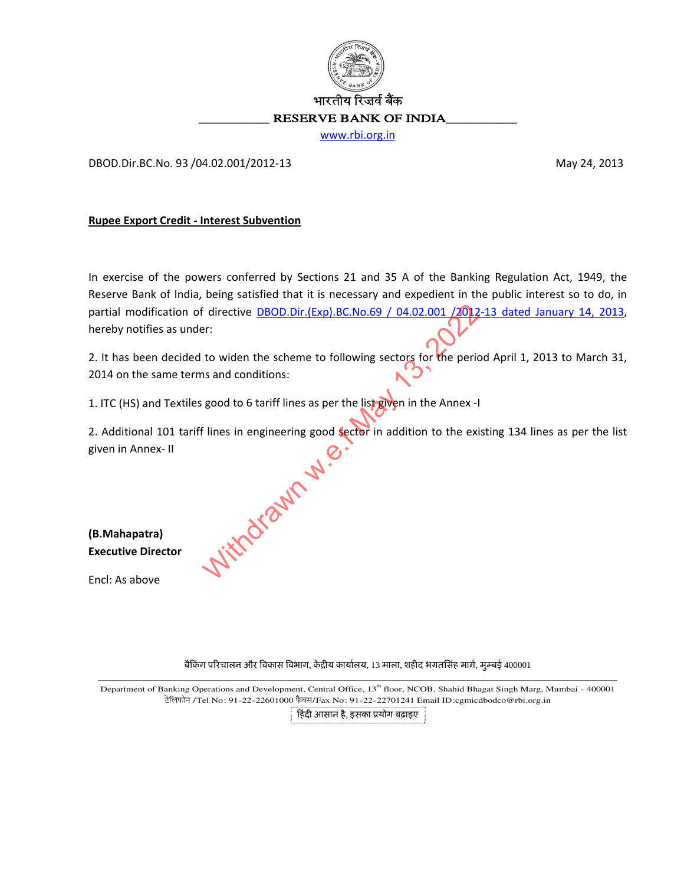भारतीय रिज़र्व बैंक

RESERVE BANK OF INDIA

www.rbi.org.in

DBOD.Dir.BC.No. 93 /04.02.001/2012-13 May 24, 2013

**Rupee Export Credit - Interest Subvention**

In exercise of the powers conferred by Sections 21 and 35 A of the Banking Regulation Act, 1949, the Reserve Bank of India, being satisfied that it is necessary and expedient in the public interest so to do, in partial modification of directive DBOD.Dir.(Exp).BC.No.69 / 04.02.001 /2012-13 dated January 14, 2013, hereby notifies as under:

2. It has been decided to widen the scheme to following sectors for the period April 1, 2013 to March 31, 2014 on the same terms and conditions:

1. ITC (HS) and Textiles good to 6 tariff lines as per the list given in the Annex -I

2. Additional 101 tariff lines in engineering good sector in addition to the existing 134 lines as per the list given in Annex- II

Withdrawn w.e.f May 13, 2022

**(B.Mahapatra)**
**Executive Director**

Encl: As above

बैंकिंग परिचालन और विकास विभाग, केंद्रीय कार्यालय, 13 माला, शहीद भगतसिंह मार्ग, मुम्बई 400001

Department of Banking Operations and Development, Central Office, 13th floor, NCOB, Shahid Bhagat Singh Marg, Mumbai - 400001
टेलिफोन /Tel No: 91-22-22601000 फैक्स/Fax No: 91-22-22701241 Email ID:cgmicdbodco@rbi.org.in

हिंदी आसान है, इसका प्रयोग बढ़ाइए